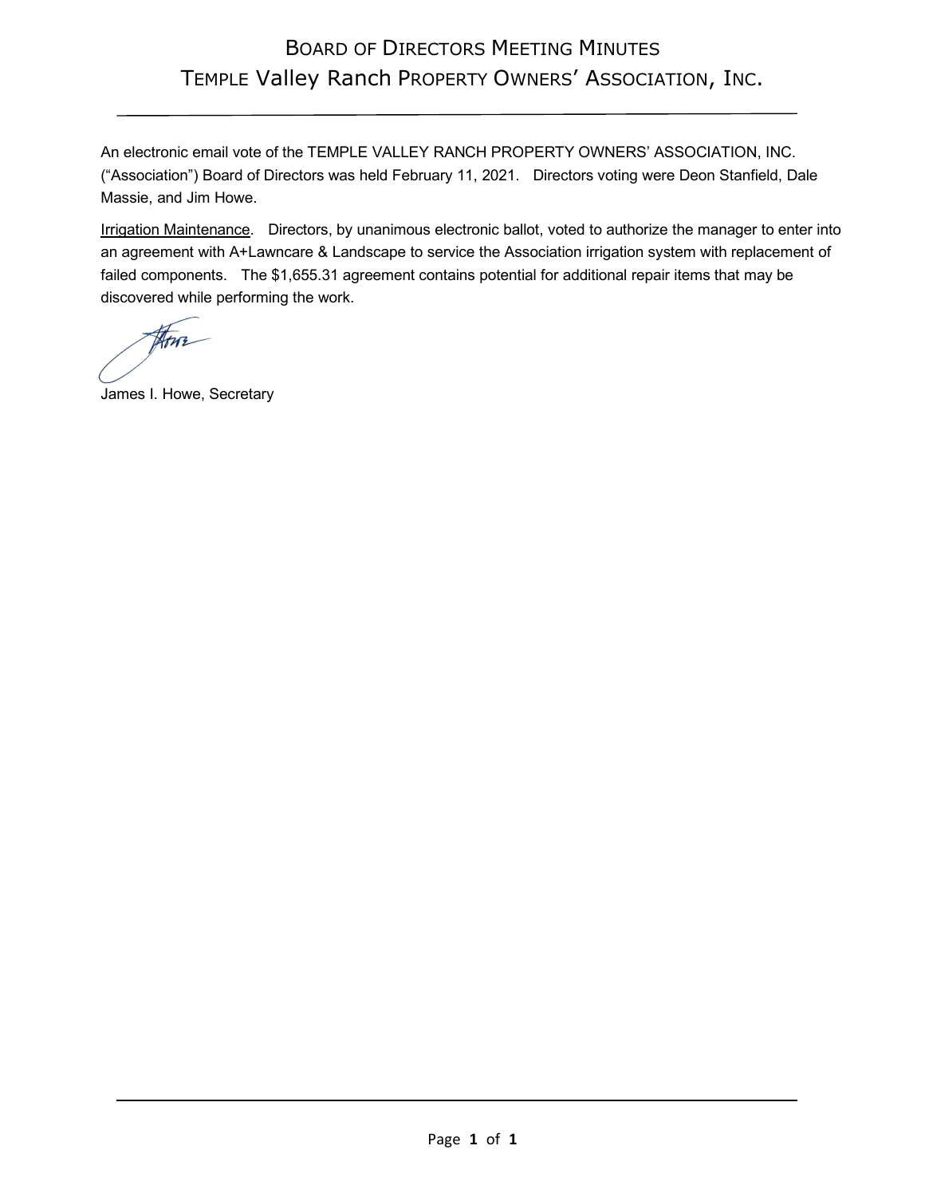# BOARD OF DIRECTORS MEETING MINUTES
# TEMPLE Valley Ranch PROPERTY OWNERS' ASSOCIATION, INC.

An electronic email vote of the TEMPLE VALLEY RANCH PROPERTY OWNERS' ASSOCIATION, INC. ("Association") Board of Directors was held February 11, 2021. Directors voting were Deon Stanfield, Dale Massie, and Jim Howe.

Irrigation Maintenance. Directors, by unanimous electronic ballot, voted to authorize the manager to enter into an agreement with A+Lawncare & Landscape to service the Association irrigation system with replacement of failed components. The $1,655.31 agreement contains potential for additional repair items that may be discovered while performing the work.

James I. Howe, Secretary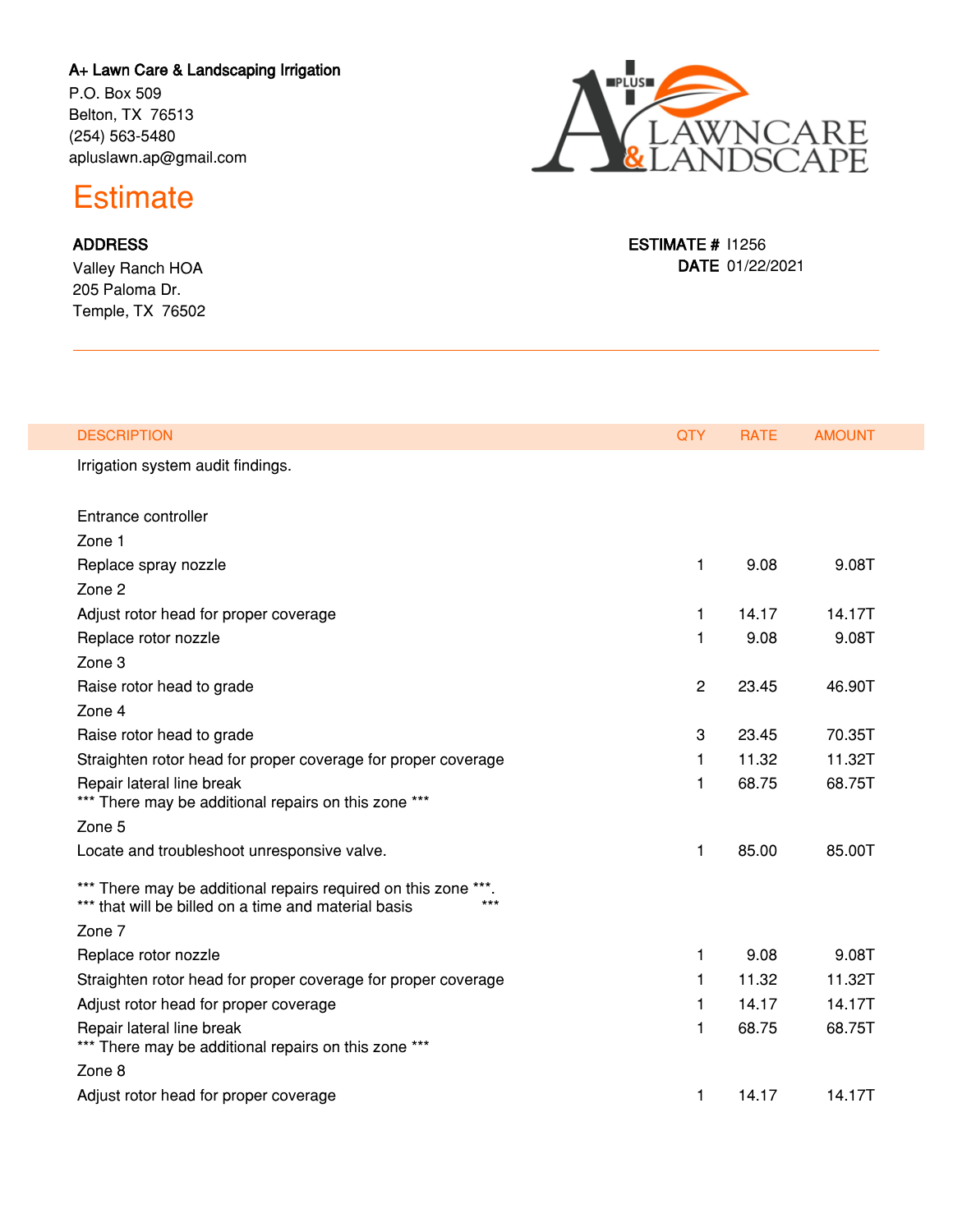A+ Lawn Care & Landscaping Irrigation
P.O. Box 509
Belton, TX 76513
(254) 563-5480
apluslawn.ap@gmail.com

# Estimate

**ADDRESS**
Valley Ranch HOA
205 Paloma Dr.
Temple, TX 76502

**ESTIMATE #** I1256
**DATE** 01/22/2021

| DESCRIPTION | QTY | RATE | AMOUNT |
|---|---|---|---|
| Irrigation system audit findings. | | | |
| Entrance controller | | | |
| Zone 1 | | | |
| Replace spray nozzle | 1 | 9.08 | 9.08T |
| Zone 2 | | | |
| Adjust rotor head for proper coverage | 1 | 14.17 | 14.17T |
| Replace rotor nozzle | 1 | 9.08 | 9.08T |
| Zone 3 | | | |
| Raise rotor head to grade | 2 | 23.45 | 46.90T |
| Zone 4 | | | |
| Raise rotor head to grade | 3 | 23.45 | 70.35T |
| Straighten rotor head for proper coverage for proper coverage | 1 | 11.32 | 11.32T |
| Repair lateral line break<br>*** There may be additional repairs on this zone *** | 1 | 68.75 | 68.75T |
| Zone 5 | | | |
| Locate and troubleshoot unresponsive valve.<br><br>*** There may be additional repairs required on this zone ***.<br>*** that will be billed on a time and material basis *** | 1 | 85.00 | 85.00T |
| Zone 7 | | | |
| Replace rotor nozzle | 1 | 9.08 | 9.08T |
| Straighten rotor head for proper coverage for proper coverage | 1 | 11.32 | 11.32T |
| Adjust rotor head for proper coverage | 1 | 14.17 | 14.17T |
| Repair lateral line break<br>*** There may be additional repairs on this zone *** | 1 | 68.75 | 68.75T |
| Zone 8 | | | |
| Adjust rotor head for proper coverage | 1 | 14.17 | 14.17T |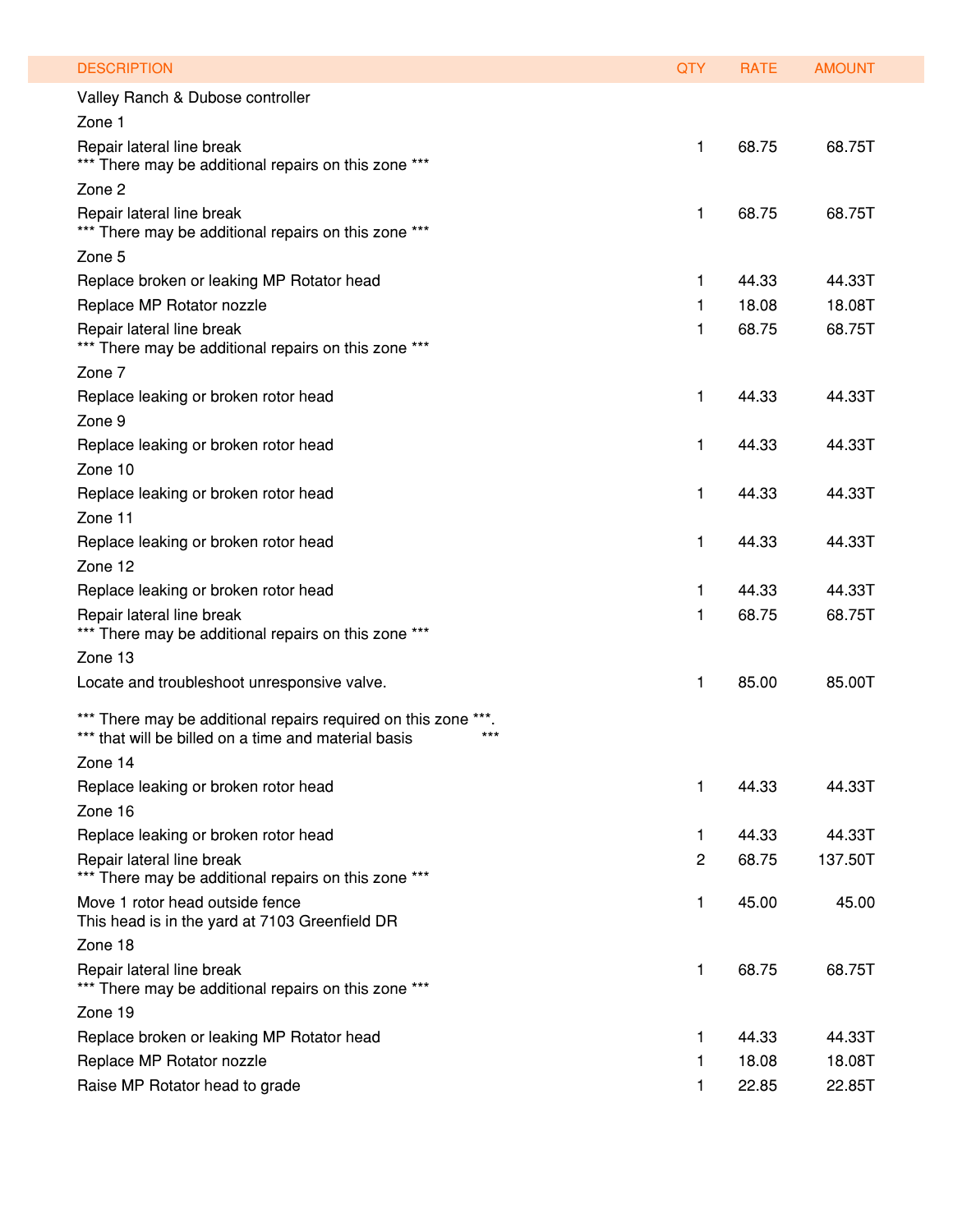| DESCRIPTION | QTY | RATE | AMOUNT |
|---|---|---|---|
| Valley Ranch & Dubose controller | | | |
| Zone 1 | | | |
| Repair lateral line break<br>*** There may be additional repairs on this zone *** | 1 | 68.75 | 68.75T |
| Zone 2 | | | |
| Repair lateral line break<br>*** There may be additional repairs on this zone *** | 1 | 68.75 | 68.75T |
| Zone 5 | | | |
| Replace broken or leaking MP Rotator head | 1 | 44.33 | 44.33T |
| Replace MP Rotator nozzle | 1 | 18.08 | 18.08T |
| Repair lateral line break<br>*** There may be additional repairs on this zone *** | 1 | 68.75 | 68.75T |
| Zone 7 | | | |
| Replace leaking or broken rotor head | 1 | 44.33 | 44.33T |
| Zone 9 | | | |
| Replace leaking or broken rotor head | 1 | 44.33 | 44.33T |
| Zone 10 | | | |
| Replace leaking or broken rotor head | 1 | 44.33 | 44.33T |
| Zone 11 | | | |
| Replace leaking or broken rotor head | 1 | 44.33 | 44.33T |
| Zone 12 | | | |
| Replace leaking or broken rotor head | 1 | 44.33 | 44.33T |
| Repair lateral line break<br>*** There may be additional repairs on this zone *** | 1 | 68.75 | 68.75T |
| Zone 13 | | | |
| Locate and troubleshoot unresponsive valve.<br><br>*** There may be additional repairs required on this zone ***.<br>*** that will be billed on a time and material basis *** | 1 | 85.00 | 85.00T |
| Zone 14 | | | |
| Replace leaking or broken rotor head | 1 | 44.33 | 44.33T |
| Zone 16 | | | |
| Replace leaking or broken rotor head | 1 | 44.33 | 44.33T |
| Repair lateral line break<br>*** There may be additional repairs on this zone *** | 2 | 68.75 | 137.50T |
| Move 1 rotor head outside fence<br>This head is in the yard at 7103 Greenfield DR | 1 | 45.00 | 45.00 |
| Zone 18 | | | |
| Repair lateral line break<br>*** There may be additional repairs on this zone *** | 1 | 68.75 | 68.75T |
| Zone 19 | | | |
| Replace broken or leaking MP Rotator head | 1 | 44.33 | 44.33T |
| Replace MP Rotator nozzle | 1 | 18.08 | 18.08T |
| Raise MP Rotator head to grade | 1 | 22.85 | 22.85T |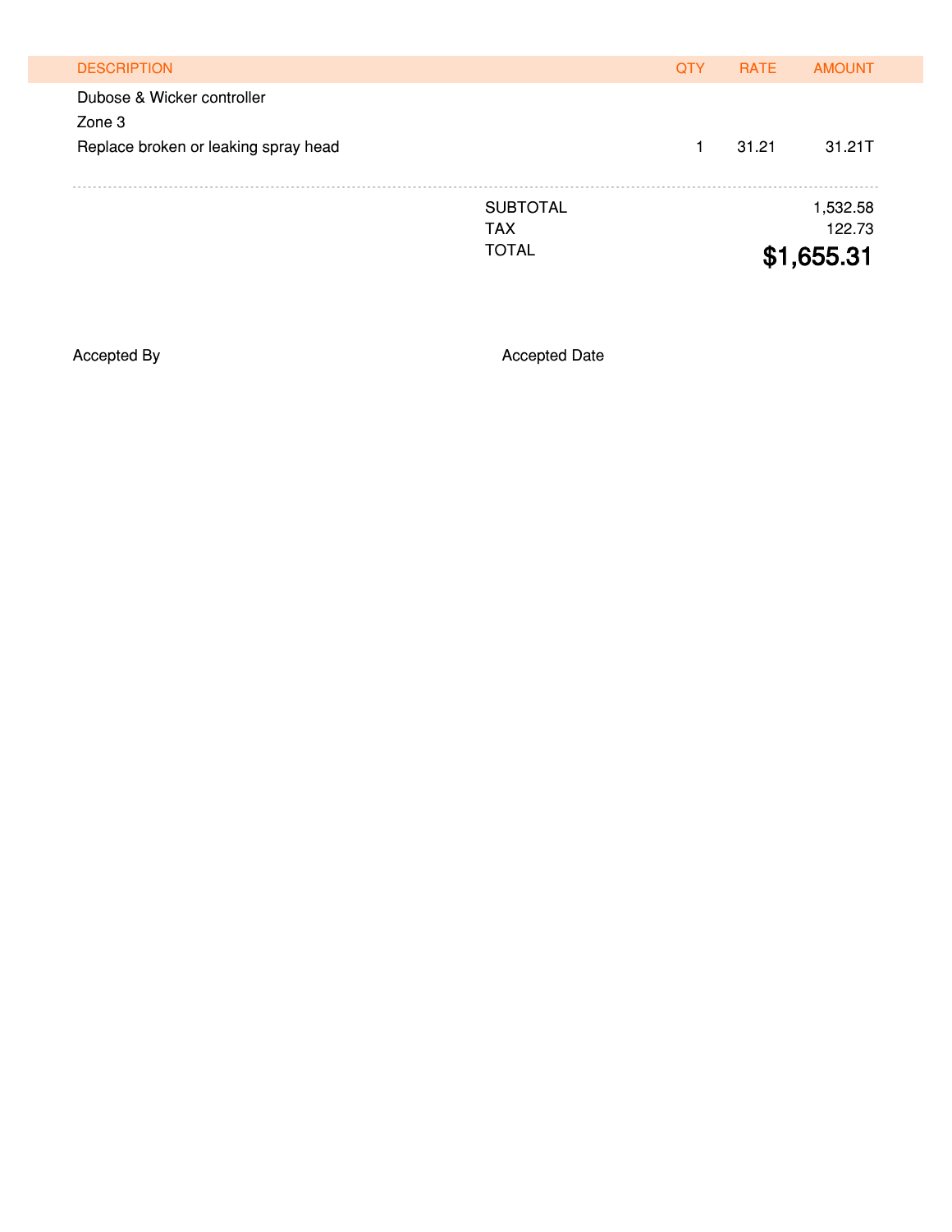| DESCRIPTION | QTY | RATE | AMOUNT |
| --- | --- | --- | --- |
| Dubose & Wicker controller | | | |
| Zone 3 | | | |
| Replace broken or leaking spray head | 1 | 31.21 | 31.21T |

| | |
| --- | --- |
| SUBTOTAL | 1,532.58 |
| TAX | 122.73 |
| TOTAL | **$1,655.31** |

Accepted By

Accepted Date